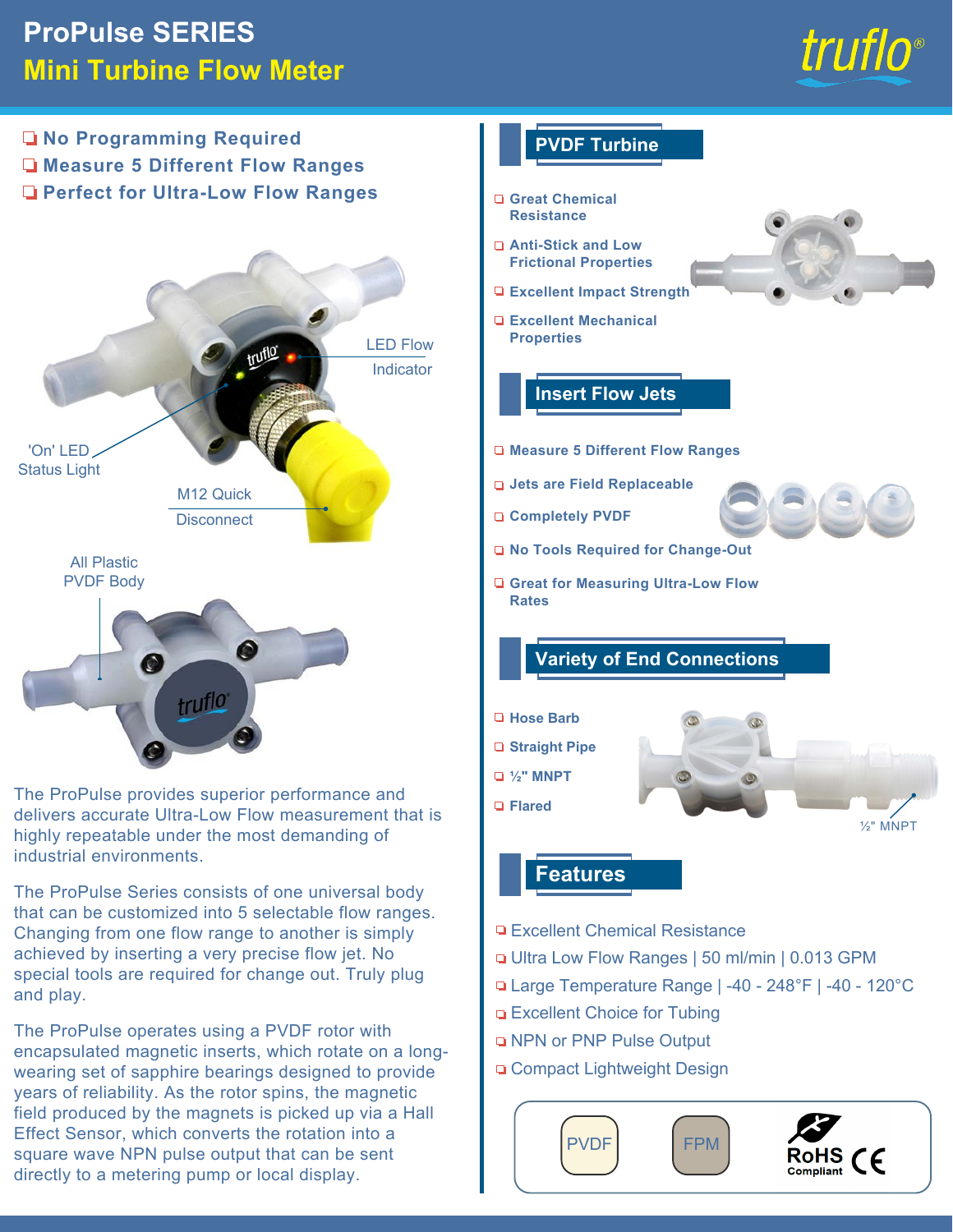# ProPulse SERIES

## Mini Turbine Flow Meter

- No Programming Required
- Measure 5 Different Flow Ranges
- Perfect for Ultra-Low Flow Ranges

LED Flow Indicator

'On' LED Status Light

M12 Quick Disconnect

All Plastic PVDF Body

The ProPulse provides superior performance and delivers accurate Ultra-Low Flow measurement that is highly repeatable under the most demanding of industrial environments.

The ProPulse Series consists of one universal body that can be customized into 5 selectable flow ranges. Changing from one flow range to another is simply achieved by inserting a very precise flow jet. No special tools are required for change out. Truly plug and play.

The ProPulse operates using a PVDF rotor with encapsulated magnetic inserts, which rotate on a long-wearing set of sapphire bearings designed to provide years of reliability. As the rotor spins, the magnetic field produced by the magnets is picked up via a Hall Effect Sensor, which converts the rotation into a square wave NPN pulse output that can be sent directly to a metering pump or local display.

## PVDF Turbine

- Great Chemical Resistance
- Anti-Stick and Low Frictional Properties
- Excellent Impact Strength
- Excellent Mechanical Properties

## Insert Flow Jets

- Measure 5 Different Flow Ranges
- Jets are Field Replaceable
- Completely PVDF
- No Tools Required for Change-Out
- Great for Measuring Ultra-Low Flow Rates

## Variety of End Connections

- Hose Barb
- Straight Pipe
- ½" MNPT
- Flared

½" MNPT

## Features

- Excellent Chemical Resistance
- Ultra Low Flow Ranges | 50 ml/min | 0.013 GPM
- Large Temperature Range | -40 - 248°F | -40 - 120°C
- Excellent Choice for Tubing
- NPN or PNP Pulse Output
- Compact Lightweight Design

PVDF FPM RoHS Compliant CE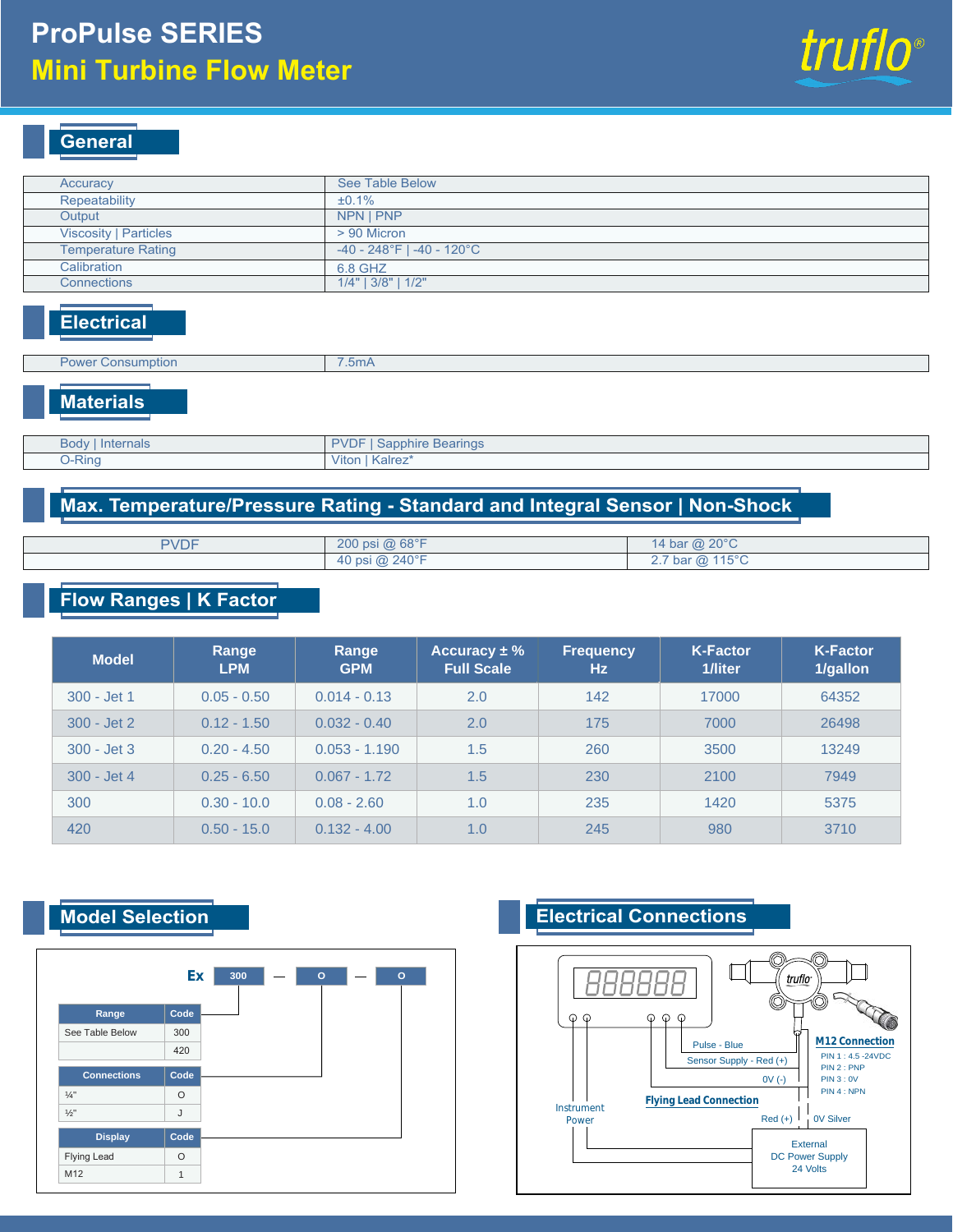# ProPulse SERIES
## Mini Turbine Flow Meter

truflo®

## General

| | |
|---|---|
| Accuracy | See Table Below |
| Repeatability | ±0.1% |
| Output | NPN \| PNP |
| Viscosity \| Particles | > 90 Micron |
| Temperature Rating | -40 - 248°F \| -40 - 120°C |
| Calibration | 6.8 GHZ |
| Connections | 1/4" \| 3/8" \| 1/2" |

## Electrical

| | |
|---|---|
| Power Consumption | 7.5mA |

## Materials

| | |
|---|---|
| Body \| Internals | PVDF \| Sapphire Bearings |
| O-Ring | Viton \| Kalrez* |

## Max. Temperature/Pressure Rating - Standard and Integral Sensor | Non-Shock

| | | |
|---|---|---|
| PVDF | 200 psi @ 68°F | 14 bar @ 20°C |
| | 40 psi @ 240°F | 2.7 bar @ 115°C |

## Flow Ranges | K Factor

| Model | Range LPM | Range GPM | Accuracy ± % Full Scale | Frequency Hz | K-Factor 1/liter | K-Factor 1/gallon |
|---|---|---|---|---|---|---|
| 300 - Jet 1 | 0.05 - 0.50 | 0.014 - 0.13 | 2.0 | 142 | 17000 | 64352 |
| 300 - Jet 2 | 0.12 - 1.50 | 0.032 - 0.40 | 2.0 | 175 | 7000 | 26498 |
| 300 - Jet 3 | 0.20 - 4.50 | 0.053 - 1.190 | 1.5 | 260 | 3500 | 13249 |
| 300 - Jet 4 | 0.25 - 6.50 | 0.067 - 1.72 | 1.5 | 230 | 2100 | 7949 |
| 300 | 0.30 - 10.0 | 0.08 - 2.60 | 1.0 | 235 | 1420 | 5375 |
| 420 | 0.50 - 15.0 | 0.132 - 4.00 | 1.0 | 245 | 980 | 3710 |

## Model Selection

Ex 300 — O — O

| Range | Code |
|---|---|
| See Table Below | 300 |
| | 420 |

| Connections | Code |
|---|---|
| ¼" | O |
| ½" | J |

| Display | Code |
|---|---|
| Flying Lead | O |
| M12 | 1 |

## Electrical Connections

888888

truflo

Pulse - Blue

Sensor Supply - Red (+)

0V (-)

**M12 Connection**

PIN 1 : 4.5 -24VDC

PIN 2 : PNP

PIN 3 : 0V

PIN 4 : NPN

**Flying Lead Connection**

Instrument Power

Red (+)

0V Silver

External DC Power Supply 24 Volts